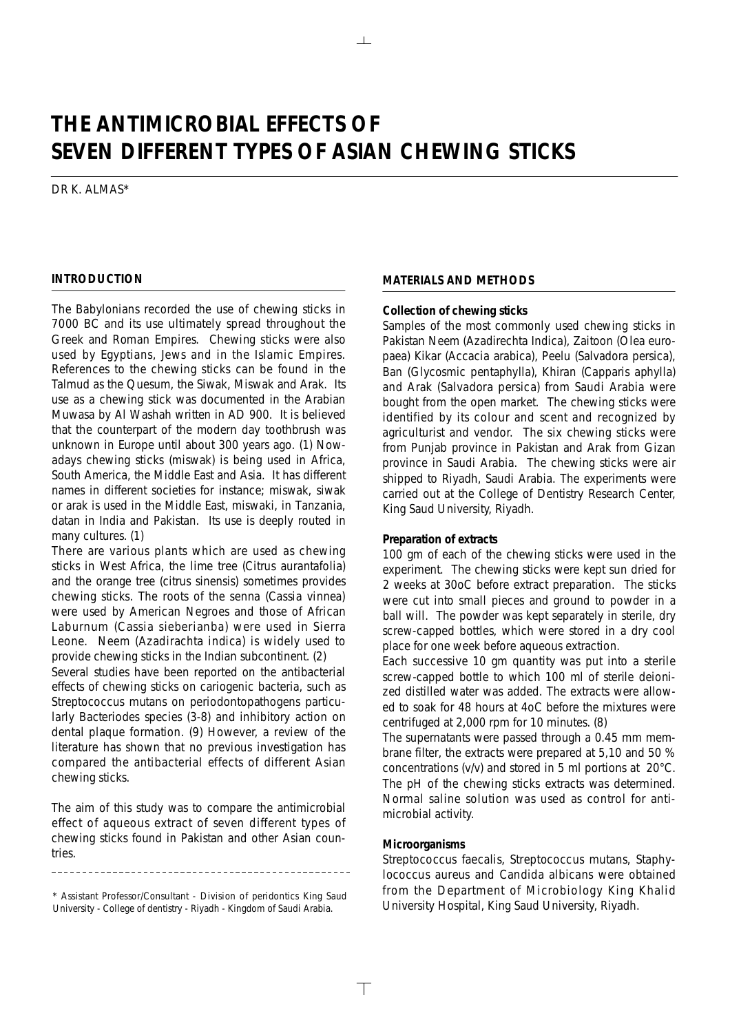# THE ANTIMICROBIAL EFFECTS OF SEVEN DIFFERENT TYPES OF ASIAN CHEWING STICKS

DR K. ALMAS*

## INTRODUCTION

The Babylonians recorded the use of chewing sticks in 7000 BC and its use ultimately spread throughout the Greek and Roman Empires. Chewing sticks were also used by Egyptians, Jews and in the Islamic Empires. References to the chewing sticks can be found in the Talmud as the Quesum, the Siwak, Miswak and Arak. Its use as a chewing stick was documented in the Arabian Muwasa by Al Washah written in AD 900. It is believed that the counterpart of the modern day toothbrush was unknown in Europe until about 300 years ago. (1) Nowadays chewing sticks (miswak) is being used in Africa, South America, the Middle East and Asia. It has different names in different societies for instance; miswak, siwak or arak is used in the Middle East, miswaki, in Tanzania, datan in India and Pakistan. Its use is deeply routed in many cultures. (1)

There are various plants which are used as chewing sticks in West Africa, the lime tree (Citrus aurantafolia) and the orange tree (citrus sinensis) sometimes provides chewing sticks. The roots of the senna (Cassia vinnea) were used by American Negroes and those of African Laburnum (Cassia sieberianba) were used in Sierra Leone. Neem (Azadirachta indica) is widely used to provide chewing sticks in the Indian subcontinent. (2)

Several studies have been reported on the antibacterial effects of chewing sticks on cariogenic bacteria, such as Streptococcus mutans on periodontopathogens particularly Bacteriodes species (3-8) and inhibitory action on dental plaque formation. (9) However, a review of the literature has shown that no previous investigation has compared the antibacterial effects of different Asian chewing sticks.

The aim of this study was to compare the antimicrobial effect of aqueous extract of seven different types of chewing sticks found in Pakistan and other Asian countries.

\* Assistant Professor/Consultant - Division of peridontics King Saud University - College of dentistry - Riyadh - Kingdom of Saudi Arabia.

## MATERIALS AND METHODS

### Collection of chewing sticks

Samples of the most commonly used chewing sticks in Pakistan Neem (Azadirechta Indica), Zaitoon (Olea europaea) Kikar (Accacia arabica), Peelu (Salvadora persica), Ban (Glycosmic pentaphylla), Khiran (Capparis aphylla) and Arak (Salvadora persica) from Saudi Arabia were bought from the open market. The chewing sticks were identified by its colour and scent and recognized by agriculturist and vendor. The six chewing sticks were from Punjab province in Pakistan and Arak from Gizan province in Saudi Arabia. The chewing sticks were air shipped to Riyadh, Saudi Arabia. The experiments were carried out at the College of Dentistry Research Center, King Saud University, Riyadh.

### Preparation of extracts

100 gm of each of the chewing sticks were used in the experiment. The chewing sticks were kept sun dried for 2 weeks at 30oC before extract preparation. The sticks were cut into small pieces and ground to powder in a ball will. The powder was kept separately in sterile, dry screw-capped bottles, which were stored in a dry cool place for one week before aqueous extraction.

Each successive 10 gm quantity was put into a sterile screw-capped bottle to which 100 ml of sterile deionized distilled water was added. The extracts were allowed to soak for 48 hours at 4oC before the mixtures were centrifuged at 2,000 rpm for 10 minutes. (8)

The supernatants were passed through a 0.45 mm membrane filter, the extracts were prepared at 5,10 and 50 % concentrations (v/v) and stored in 5 ml portions at 20°C. The pH of the chewing sticks extracts was determined. Normal saline solution was used as control for antimicrobial activity.

### Microorganisms

Streptococcus faecalis, Streptococcus mutans, Staphylococcus aureus and Candida albicans were obtained from the Department of Microbiology King Khalid University Hospital, King Saud University, Riyadh.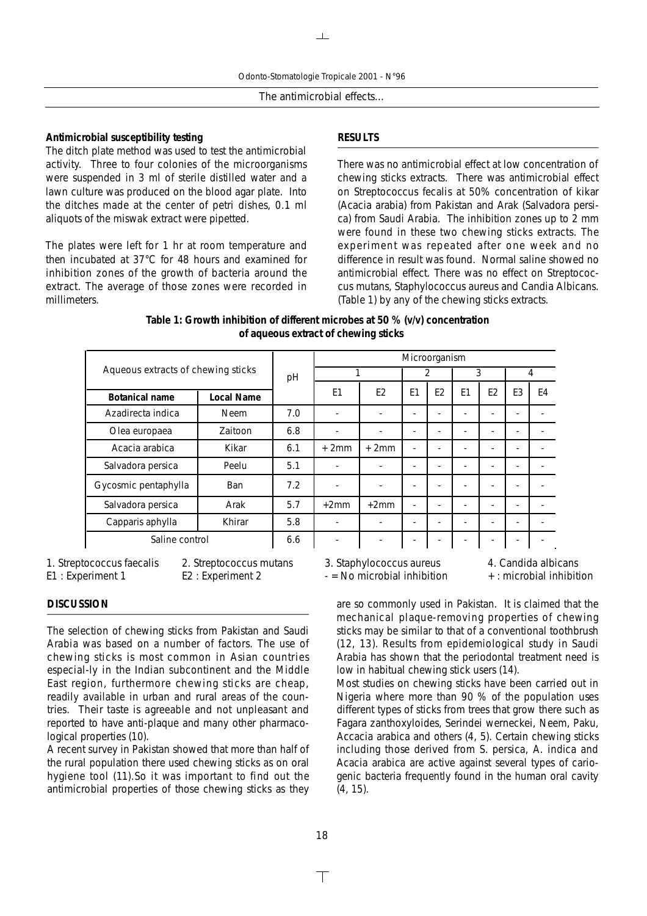### Antimicrobial susceptibility testing

The ditch plate method was used to test the antimicrobial activity. Three to four colonies of the microorganisms were suspended in 3 ml of sterile distilled water and a lawn culture was produced on the blood agar plate. Into the ditches made at the center of petri dishes, 0.1 ml aliquots of the miswak extract were pipetted.

The plates were left for 1 hr at room temperature and then incubated at 37°C for 48 hours and examined for inhibition zones of the growth of bacteria around the extract. The average of those zones were recorded in millimeters.

## RESULTS

There was no antimicrobial effect at low concentration of chewing sticks extracts. There was antimicrobial effect on Streptococcus fecalis at 50% concentration of kikar (Acacia arabia) from Pakistan and Arak (Salvadora persica) from Saudi Arabia. The inhibition zones up to 2 mm were found in these two chewing sticks extracts. The experiment was repeated after one week and no difference in result was found. Normal saline showed no antimicrobial effect. There was no effect on Streptococcus mutans, Staphylococcus aureus and Candia Albicans. (Table 1) by any of the chewing sticks extracts.

**Table 1: Growth inhibition of different microbes at 50 % (v/v) concentration of aqueous extract of chewing sticks**

| Aqueous extracts of chewing sticks | | pH | Microorganism | | | | | | | |
|---|---|---|---|---|---|---|---|---|---|---|
| | | | 1 | | 2 | | 3 | | 4 | |
| **Botanical name** | **Local Name** | | E1 | E2 | E1 | E2 | E1 | E2 | E3 | E4 |
| Azadirecta indica | Neem | 7.0 | - | - | - | - | - | - | - | - |
| Olea europaea | Zaitoon | 6.8 | - | - | - | - | - | - | - | - |
| Acacia arabica | Kikar | 6.1 | + 2mm | + 2mm | - | - | - | - | - | - |
| Salvadora persica | Peelu | 5.1 | - | - | - | - | - | - | - | - |
| Gycosmic pentaphylla | Ban | 7.2 | - | - | - | - | - | - | - | - |
| Salvadora persica | Arak | 5.7 | +2mm | +2mm | - | - | - | - | - | - |
| Capparis aphylla | Khirar | 5.8 | - | - | - | - | - | - | - | - |
| Saline control | | 6.6 | - | - | - | - | - | - | - | - |

1. Streptococcus faecalis 2. Streptococcus mutans 3. Staphylococcus aureus 4. Candida albicans
E1 : Experiment 1 E2 : Experiment 2 - = No microbial inhibition + : microbial inhibition

## DISCUSSION

The selection of chewing sticks from Pakistan and Saudi Arabia was based on a number of factors. The use of chewing sticks is most common in Asian countries especial-ly in the Indian subcontinent and the Middle East region, furthermore chewing sticks are cheap, readily available in urban and rural areas of the countries. Their taste is agreeable and not unpleasant and reported to have anti-plaque and many other pharmacological properties (10).

A recent survey in Pakistan showed that more than half of the rural population there used chewing sticks as on oral hygiene tool (11).So it was important to find out the antimicrobial properties of those chewing sticks as they are so commonly used in Pakistan. It is claimed that the mechanical plaque-removing properties of chewing sticks may be similar to that of a conventional toothbrush (12, 13). Results from epidemiological study in Saudi Arabia has shown that the periodontal treatment need is low in habitual chewing stick users (14).

Most studies on chewing sticks have been carried out in Nigeria where more than 90 % of the population uses different types of sticks from trees that grow there such as Fagara zanthoxyloides, Serindei werneckei, Neem, Paku, Accacia arabica and others (4, 5). Certain chewing sticks including those derived from S. persica, A. indica and Acacia arabica are active against several types of cariogenic bacteria frequently found in the human oral cavity (4, 15).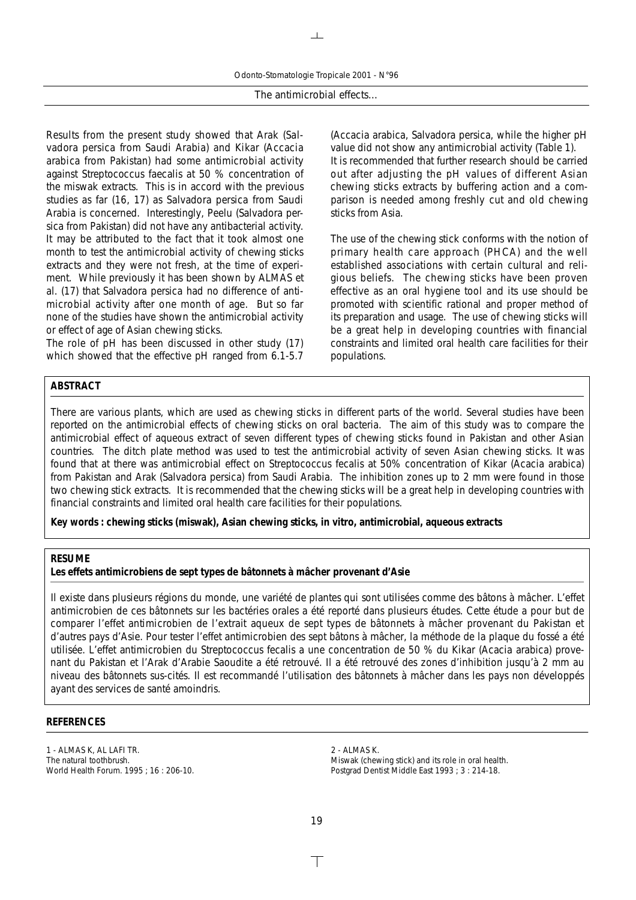Results from the present study showed that Arak (Salvadora persica from Saudi Arabia) and Kikar (Accacia arabica from Pakistan) had some antimicrobial activity against Streptococcus faecalis at 50 % concentration of the miswak extracts. This is in accord with the previous studies as far (16, 17) as Salvadora persica from Saudi Arabia is concerned. Interestingly, Peelu (Salvadora persica from Pakistan) did not have any antibacterial activity. It may be attributed to the fact that it took almost one month to test the antimicrobial activity of chewing sticks extracts and they were not fresh, at the time of experiment. While previously it has been shown by ALMAS et al. (17) that Salvadora persica had no difference of antimicrobial activity after one month of age. But so far none of the studies have shown the antimicrobial activity or effect of age of Asian chewing sticks.

The role of pH has been discussed in other study (17) which showed that the effective pH ranged from 6.1-5.7 (Accacia arabica, Salvadora persica, while the higher pH value did not show any antimicrobial activity (Table 1).

It is recommended that further research should be carried out after adjusting the pH values of different Asian chewing sticks extracts by buffering action and a comparison is needed among freshly cut and old chewing sticks from Asia.

The use of the chewing stick conforms with the notion of primary health care approach (PHCA) and the well established associations with certain cultural and religious beliefs. The chewing sticks have been proven effective as an oral hygiene tool and its use should be promoted with scientific rational and proper method of its preparation and usage. The use of chewing sticks will be a great help in developing countries with financial constraints and limited oral health care facilities for their populations.

## ABSTRACT

There are various plants, which are used as chewing sticks in different parts of the world. Several studies have been reported on the antimicrobial effects of chewing sticks on oral bacteria. The aim of this study was to compare the antimicrobial effect of aqueous extract of seven different types of chewing sticks found in Pakistan and other Asian countries. The ditch plate method was used to test the antimicrobial activity of seven Asian chewing sticks. It was found that at there was antimicrobial effect on Streptococcus fecalis at 50% concentration of Kikar (Acacia arabica) from Pakistan and Arak (Salvadora persica) from Saudi Arabia. The inhibition zones up to 2 mm were found in those two chewing stick extracts. It is recommended that the chewing sticks will be a great help in developing countries with financial constraints and limited oral health care facilities for their populations.

**Key words : chewing sticks (miswak), Asian chewing sticks, in vitro, antimicrobial, aqueous extracts**

## RESUME

**Les effets antimicrobiens de sept types de bâtonnets à mâcher provenant d'Asie**

Il existe dans plusieurs régions du monde, une variété de plantes qui sont utilisées comme des bâtons à mâcher. L'effet antimicrobien de ces bâtonnets sur les bactéries orales a été reporté dans plusieurs études. Cette étude a pour but de comparer l'effet antimicrobien de l'extrait aqueux de sept types de bâtonnets à mâcher provenant du Pakistan et d'autres pays d'Asie. Pour tester l'effet antimicrobien des sept bâtons à mâcher, la méthode de la plaque du fossé a été utilisée. L'effet antimicrobien du Streptococcus fecalis a une concentration de 50 % du Kikar (Acacia arabica) provenant du Pakistan et l'Arak d'Arabie Saoudite a été retrouvé. Il a été retrouvé des zones d'inhibition jusqu'à 2 mm au niveau des bâtonnets sus-cités. Il est recommandé l'utilisation des bâtonnets à mâcher dans les pays non développés ayant des services de santé amoindris.

## REFERENCES

1 - ALMAS K, AL LAFI TR.
The natural toothbrush.
World Health Forum. 1995 ; 16 : 206-10.

2 - ALMAS K.
Miswak (chewing stick) and its role in oral health.
Postgrad Dentist Middle East 1993 ; 3 : 214-18.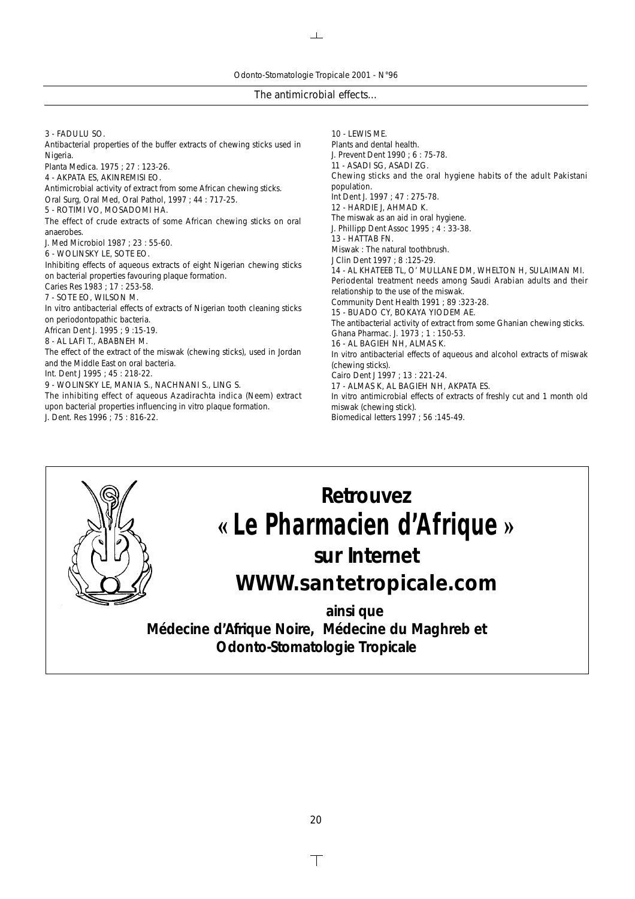3 - FADULU SO.
Antibacterial properties of the buffer extracts of chewing sticks used in Nigeria.
Planta Medica. 1975 ; 27 : 123-26.

4 - AKPATA ES, AKINREMISI EO.
Antimicrobial activity of extract from some African chewing sticks.
Oral Surg, Oral Med, Oral Pathol, 1997 ; 44 : 717-25.

5 - ROTIMI VO, MOSADOMI HA.
The effect of crude extracts of some African chewing sticks on oral anaerobes.
J. Med Microbiol 1987 ; 23 : 55-60.

6 - WOLINSKY LE, SOTE EO.
Inhibiting effects of aqueous extracts of eight Nigerian chewing sticks on bacterial properties favouring plaque formation.
Caries Res 1983 ; 17 : 253-58.

7 - SOTE EO, WILSON M.
In vitro antibacterial effects of extracts of Nigerian tooth cleaning sticks on periodontopathic bacteria.
African Dent J. 1995 ; 9 :15-19.

8 - AL LAFI T., ABABNEH M.
The effect of the extract of the miswak (chewing sticks), used in Jordan and the Middle East on oral bacteria.
Int. Dent J 1995 ; 45 : 218-22.

9 - WOLINSKY LE, MANIA S., NACHNANI S., LING S.
The inhibiting effect of aqueous Azadirachta indica (Neem) extract upon bacterial properties influencing in vitro plaque formation.
J. Dent. Res 1996 ; 75 : 816-22.

10 - LEWIS ME.
Plants and dental health.
J. Prevent Dent 1990 ; 6 : 75-78.

11 - ASADI SG, ASADI ZG.
Chewing sticks and the oral hygiene habits of the adult Pakistani population.
Int Dent J. 1997 ; 47 : 275-78.

12 - HARDIE J, AHMAD K.
The miswak as an aid in oral hygiene.
J. Phillipp Dent Assoc 1995 ; 4 : 33-38.

13 - HATTAB FN.
Miswak : The natural toothbrush.
J Clin Dent 1997 ; 8 :125-29.

14 - AL KHATEEB TL, O' MULLANE DM, WHELTON H, SULAIMAN MI.
Periodental treatment needs among Saudi Arabian adults and their relationship to the use of the miswak.
Community Dent Health 1991 ; 89 :323-28.

15 - BUADO CY, BOKAYA YIODEM AE.
The antibacterial activity of extract from some Ghanian chewing sticks.
Ghana Pharmac. J. 1973 ; 1 : 150-53.

16 - AL BAGIEH NH, ALMAS K.
In vitro antibacterial effects of aqueous and alcohol extracts of miswak (chewing sticks).
Cairo Dent J 1997 ; 13 : 221-24.

17 - ALMAS K, AL BAGIEH NH, AKPATA ES.
In vitro antimicrobial effects of extracts of freshly cut and 1 month old miswak (chewing stick).
Biomedical letters 1997 ; 56 :145-49.

**Retrouvez**

**« Le Pharmacien d'Afrique »**

**sur Internet**

**WWW.santetropicale.com**

**ainsi que**

**Médecine d'Afrique Noire, Médecine du Maghreb et Odonto-Stomatologie Tropicale**